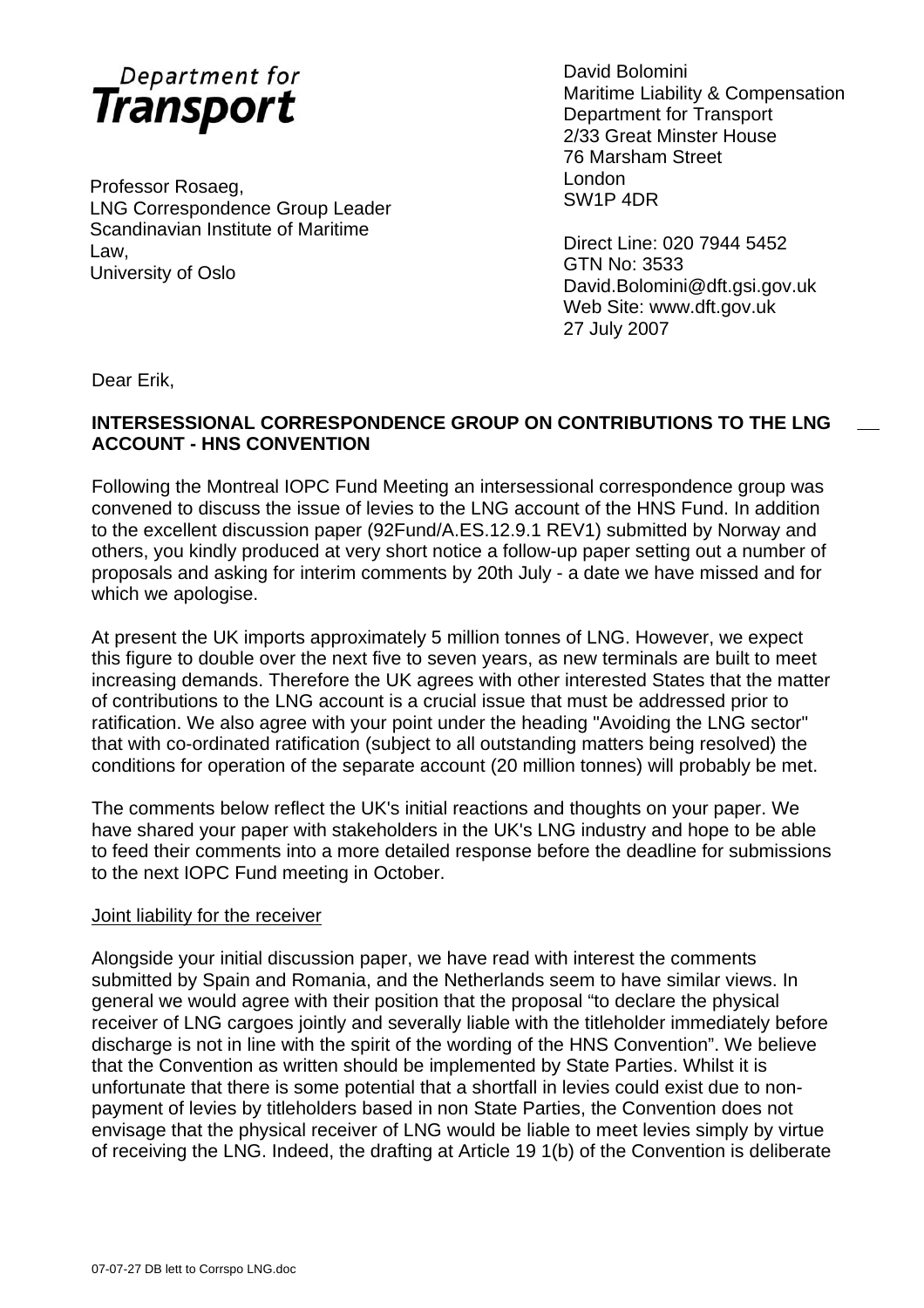**Department for Transport**

Professor Rosaeg,
LNG Correspondence Group Leader
Scandinavian Institute of Maritime Law,
University of Oslo

David Bolomini
Maritime Liability & Compensation
Department for Transport
2/33 Great Minster House
76 Marsham Street
London
SW1P 4DR

Direct Line: 020 7944 5452
GTN No: 3533
David.Bolomini@dft.gsi.gov.uk
Web Site: www.dft.gov.uk
27 July 2007

Dear Erik,

**INTERSESSIONAL CORRESPONDENCE GROUP ON CONTRIBUTIONS TO THE LNG ACCOUNT - HNS CONVENTION**

Following the Montreal IOPC Fund Meeting an intersessional correspondence group was convened to discuss the issue of levies to the LNG account of the HNS Fund. In addition to the excellent discussion paper (92Fund/A.ES.12.9.1 REV1) submitted by Norway and others, you kindly produced at very short notice a follow-up paper setting out a number of proposals and asking for interim comments by 20th July - a date we have missed and for which we apologise.

At present the UK imports approximately 5 million tonnes of LNG. However, we expect this figure to double over the next five to seven years, as new terminals are built to meet increasing demands. Therefore the UK agrees with other interested States that the matter of contributions to the LNG account is a crucial issue that must be addressed prior to ratification. We also agree with your point under the heading "Avoiding the LNG sector" that with co-ordinated ratification (subject to all outstanding matters being resolved) the conditions for operation of the separate account (20 million tonnes) will probably be met.

The comments below reflect the UK's initial reactions and thoughts on your paper. We have shared your paper with stakeholders in the UK's LNG industry and hope to be able to feed their comments into a more detailed response before the deadline for submissions to the next IOPC Fund meeting in October.

Joint liability for the receiver

Alongside your initial discussion paper, we have read with interest the comments submitted by Spain and Romania, and the Netherlands seem to have similar views. In general we would agree with their position that the proposal "to declare the physical receiver of LNG cargoes jointly and severally liable with the titleholder immediately before discharge is not in line with the spirit of the wording of the HNS Convention". We believe that the Convention as written should be implemented by State Parties. Whilst it is unfortunate that there is some potential that a shortfall in levies could exist due to non-payment of levies by titleholders based in non State Parties, the Convention does not envisage that the physical receiver of LNG would be liable to meet levies simply by virtue of receiving the LNG. Indeed, the drafting at Article 19 1(b) of the Convention is deliberate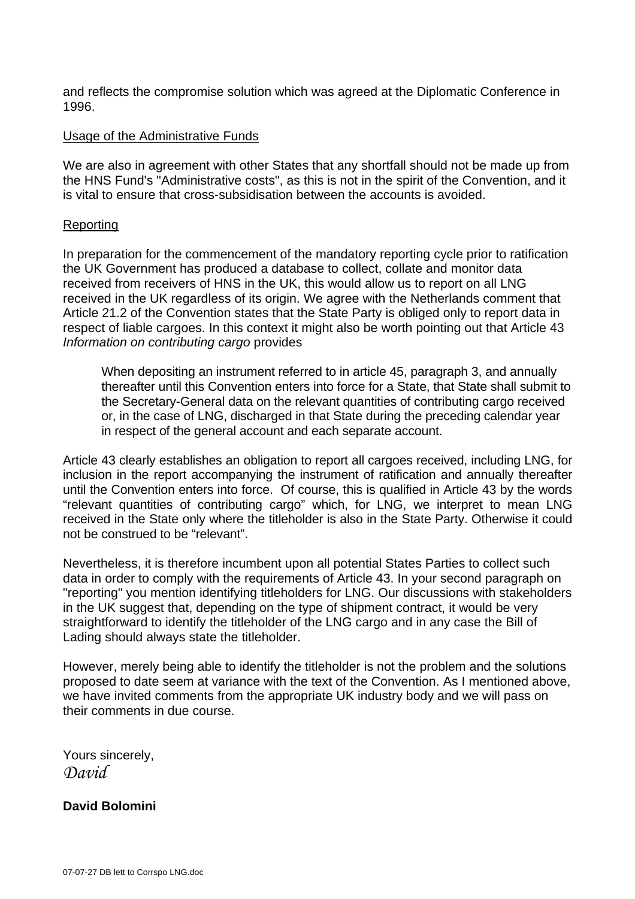and reflects the compromise solution which was agreed at the Diplomatic Conference in 1996.

Usage of the Administrative Funds

We are also in agreement with other States that any shortfall should not be made up from the HNS Fund's "Administrative costs", as this is not in the spirit of the Convention, and it is vital to ensure that cross-subsidisation between the accounts is avoided.

Reporting

In preparation for the commencement of the mandatory reporting cycle prior to ratification the UK Government has produced a database to collect, collate and monitor data received from receivers of HNS in the UK, this would allow us to report on all LNG received in the UK regardless of its origin. We agree with the Netherlands comment that Article 21.2 of the Convention states that the State Party is obliged only to report data in respect of liable cargoes. In this context it might also be worth pointing out that Article 43 *Information on contributing cargo* provides

> When depositing an instrument referred to in article 45, paragraph 3, and annually thereafter until this Convention enters into force for a State, that State shall submit to the Secretary-General data on the relevant quantities of contributing cargo received or, in the case of LNG, discharged in that State during the preceding calendar year in respect of the general account and each separate account.

Article 43 clearly establishes an obligation to report all cargoes received, including LNG, for inclusion in the report accompanying the instrument of ratification and annually thereafter until the Convention enters into force. Of course, this is qualified in Article 43 by the words "relevant quantities of contributing cargo" which, for LNG, we interpret to mean LNG received in the State only where the titleholder is also in the State Party. Otherwise it could not be construed to be "relevant".

Nevertheless, it is therefore incumbent upon all potential States Parties to collect such data in order to comply with the requirements of Article 43. In your second paragraph on "reporting" you mention identifying titleholders for LNG. Our discussions with stakeholders in the UK suggest that, depending on the type of shipment contract, it would be very straightforward to identify the titleholder of the LNG cargo and in any case the Bill of Lading should always state the titleholder.

However, merely being able to identify the titleholder is not the problem and the solutions proposed to date seem at variance with the text of the Convention. As I mentioned above, we have invited comments from the appropriate UK industry body and we will pass on their comments in due course.

Yours sincerely,
*David*

**David Bolomini**

07-07-27 DB lett to Corrspo LNG.doc